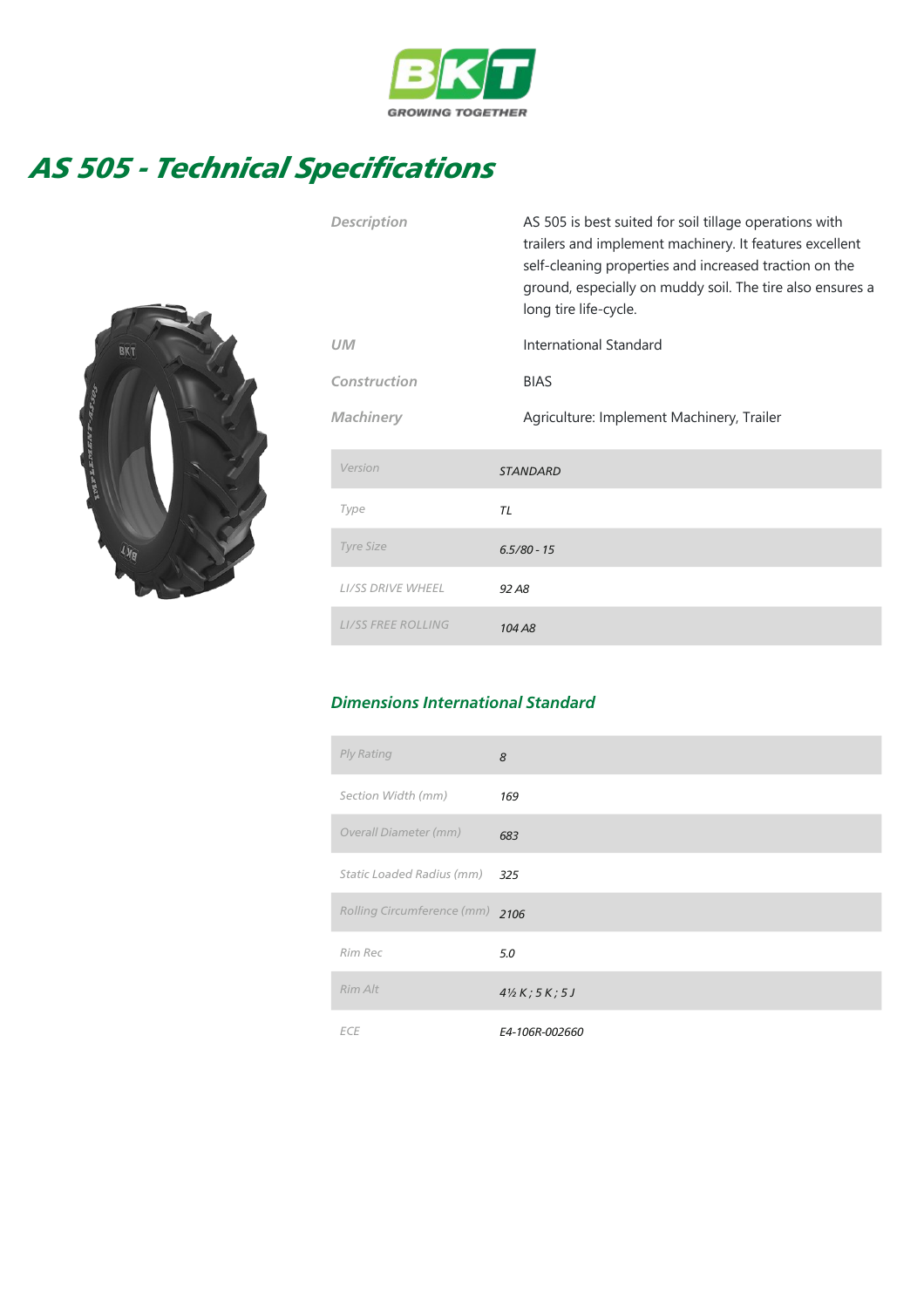BKT
GROWING TOGETHER

# AS 505 - Technical Specifications

| | |
|---|---|
| Description | AS 505 is best suited for soil tillage operations with trailers and implement machinery. It features excellent self-cleaning properties and increased traction on the ground, especially on muddy soil. The tire also ensures a long tire life-cycle. |
| UM | International Standard |
| Construction | BIAS |
| Machinery | Agriculture: Implement Machinery, Trailer |

| | |
|---|---|
| Version | STANDARD |
| Type | TL |
| Tyre Size | 6.5/80 - 15 |
| LI/SS DRIVE WHEEL | 92 A8 |
| LI/SS FREE ROLLING | 104 A8 |

## Dimensions International Standard

| | |
|---|---|
| Ply Rating | 8 |
| Section Width (mm) | 169 |
| Overall Diameter (mm) | 683 |
| Static Loaded Radius (mm) | 325 |
| Rolling Circumference (mm) | 2106 |
| Rim Rec | 5.0 |
| Rim Alt | 4½ K ; 5 K ; 5 J |
| ECE | E4-106R-002660 |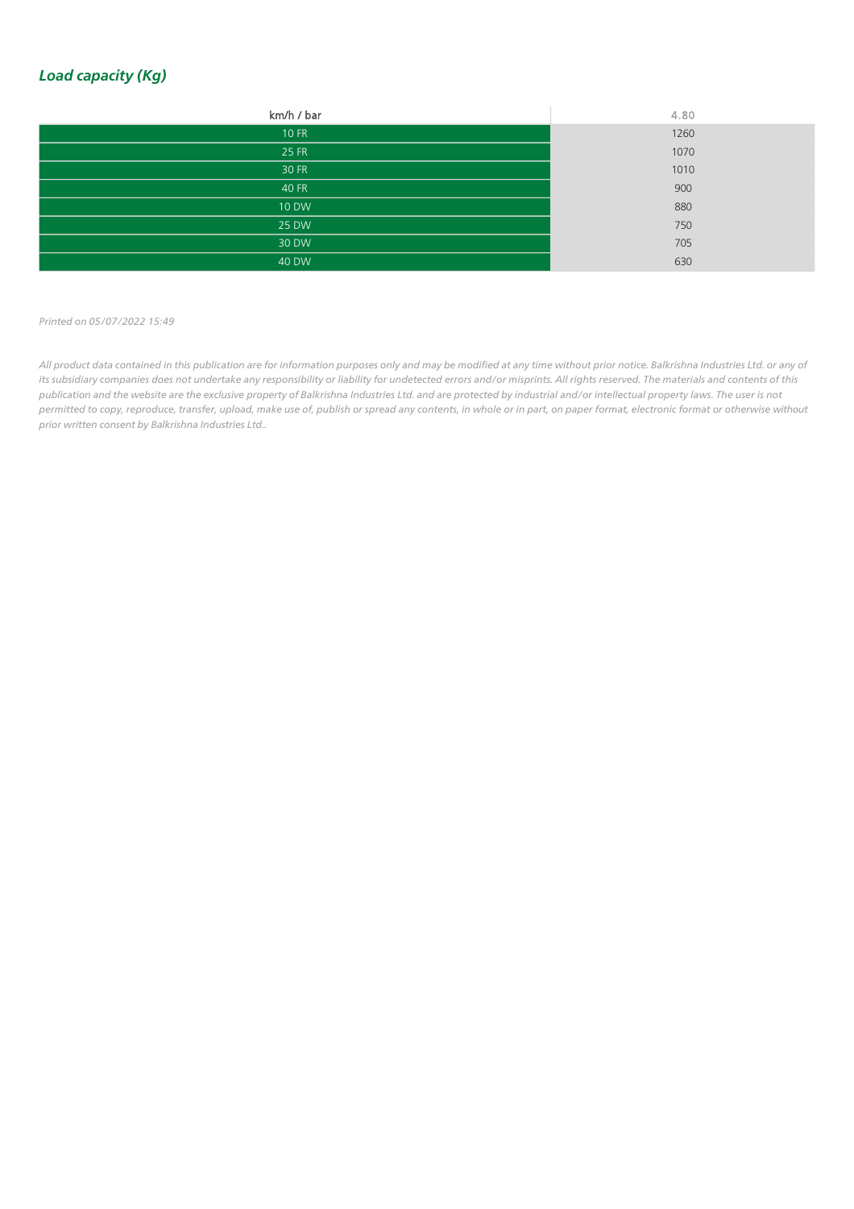## *Load capacity (Kg)*

| km/h / bar | 4.80 |
|---|---|
| 10 FR | 1260 |
| 25 FR | 1070 |
| 30 FR | 1010 |
| 40 FR | 900 |
| 10 DW | 880 |
| 25 DW | 750 |
| 30 DW | 705 |
| 40 DW | 630 |

*Printed on 05/07/2022 15:49*

*All product data contained in this publication are for information purposes only and may be modified at any time without prior notice. Balkrishna Industries Ltd. or any of its subsidiary companies does not undertake any responsibility or liability for undetected errors and/or misprints. All rights reserved. The materials and contents of this publication and the website are the exclusive property of Balkrishna Industries Ltd. and are protected by industrial and/or intellectual property laws. The user is not permitted to copy, reproduce, transfer, upload, make use of, publish or spread any contents, in whole or in part, on paper format, electronic format or otherwise without prior written consent by Balkrishna Industries Ltd..*